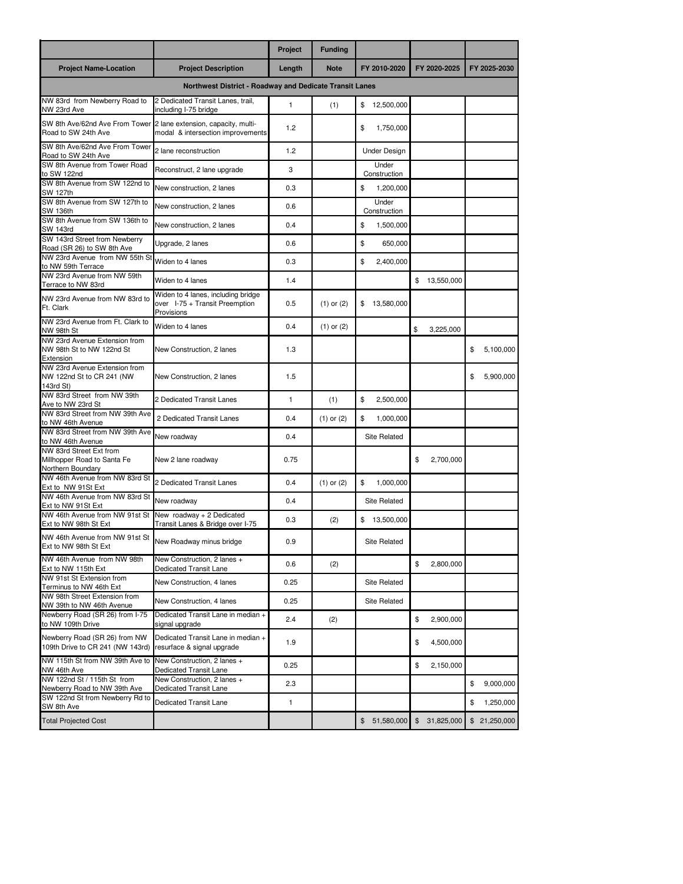| Project Name-Location | Project Description | Project Length | Funding Note | FY 2010-2020 | FY 2020-2025 | FY 2025-2030 |
|---|---|---|---|---|---|---|
| **Northwest District - Roadway and Dedicate Transit Lanes** | | | | | | |
| NW 83rd from Newberry Road to NW 23rd Ave | 2 Dedicated Transit Lanes, trail, including I-75 bridge | 1 | (1) | $ 12,500,000 | | |
| SW 8th Ave/62nd Ave From Tower Road to SW 24th Ave | 2 lane extension, capacity, multi-modal & intersection improvements | 1.2 | | $ 1,750,000 | | |
| SW 8th Ave/62nd Ave From Tower Road to SW 24th Ave | 2 lane reconstruction | 1.2 | | Under Design | | |
| SW 8th Avenue from Tower Road to SW 122nd | Reconstruct, 2 lane upgrade | 3 | | Under Construction | | |
| SW 8th Avenue from SW 122nd to SW 127th | New construction, 2 lanes | 0.3 | | $ 1,200,000 | | |
| SW 8th Avenue from SW 127th to SW 136th | New construction, 2 lanes | 0.6 | | Under Construction | | |
| SW 8th Avenue from SW 136th to SW 143rd | New construction, 2 lanes | 0.4 | | $ 1,500,000 | | |
| SW 143rd Street from Newberry Road (SR 26) to SW 8th Ave | Upgrade, 2 lanes | 0.6 | | $ 650,000 | | |
| NW 23rd Avenue from NW 55th St to NW 59th Terrace | Widen to 4 lanes | 0.3 | | $ 2,400,000 | | |
| NW 23rd Avenue from NW 59th Terrace to NW 83rd | Widen to 4 lanes | 1.4 | | | $ 13,550,000 | |
| NW 23rd Avenue from NW 83rd to Ft. Clark | Widen to 4 lanes, including bridge over I-75 + Transit Preemption Provisions | 0.5 | (1) or (2) | $ 13,580,000 | | |
| NW 23rd Avenue from Ft. Clark to NW 98th St | Widen to 4 lanes | 0.4 | (1) or (2) | | $ 3,225,000 | |
| NW 23rd Avenue Extension from NW 98th St to NW 122nd St Extension | New Construction, 2 lanes | 1.3 | | | | $ 5,100,000 |
| NW 23rd Avenue Extension from NW 122nd St to CR 241 (NW 143rd St) | New Construction, 2 lanes | 1.5 | | | | $ 5,900,000 |
| NW 83rd Street from NW 39th Ave to NW 23rd St | 2 Dedicated Transit Lanes | 1 | (1) | $ 2,500,000 | | |
| NW 83rd Street from NW 39th Ave to NW 46th Avenue | 2 Dedicated Transit Lanes | 0.4 | (1) or (2) | $ 1,000,000 | | |
| NW 83rd Street from NW 39th Ave to NW 46th Avenue | New roadway | 0.4 | | Site Related | | |
| NW 83rd Street Ext from Millhopper Road to Santa Fe Northern Boundary | New 2 lane roadway | 0.75 | | | $ 2,700,000 | |
| NW 46th Avenue from NW 83rd St Ext to NW 91St Ext | 2 Dedicated Transit Lanes | 0.4 | (1) or (2) | $ 1,000,000 | | |
| NW 46th Avenue from NW 83rd St Ext to NW 91St Ext | New roadway | 0.4 | | Site Related | | |
| NW 46th Avenue from NW 91st St Ext to NW 98th St Ext | New roadway + 2 Dedicated Transit Lanes & Bridge over I-75 | 0.3 | (2) | $ 13,500,000 | | |
| NW 46th Avenue from NW 91st St Ext to NW 98th St Ext | New Roadway minus bridge | 0.9 | | Site Related | | |
| NW 46th Avenue from NW 98th Ext to NW 115th Ext | New Construction, 2 lanes + Dedicated Transit Lane | 0.6 | (2) | | $ 2,800,000 | |
| NW 91st St Extension from Terminus to NW 46th Ext | New Construction, 4 lanes | 0.25 | | Site Related | | |
| NW 98th Street Extension from NW 39th to NW 46th Avenue | New Construction, 4 lanes | 0.25 | | Site Related | | |
| Newberry Road (SR 26) from I-75 to NW 109th Drive | Dedicated Transit Lane in median + signal upgrade | 2.4 | (2) | | $ 2,900,000 | |
| Newberry Road (SR 26) from NW 109th Drive to CR 241 (NW 143rd) | Dedicated Transit Lane in median + resurface & signal upgrade | 1.9 | | | $ 4,500,000 | |
| NW 115th St from NW 39th Ave to NW 46th Ave | New Construction, 2 lanes + Dedicated Transit Lane | 0.25 | | | $ 2,150,000 | |
| NW 122nd St / 115th St from Newberry Road to NW 39th Ave | New Construction, 2 lanes + Dedicated Transit Lane | 2.3 | | | | $ 9,000,000 |
| SW 122nd St from Newberry Rd to SW 8th Ave | Dedicated Transit Lane | 1 | | | | $ 1,250,000 |
| Total Projected Cost | | | | $ 51,580,000 | $ 31,825,000 | $ 21,250,000 |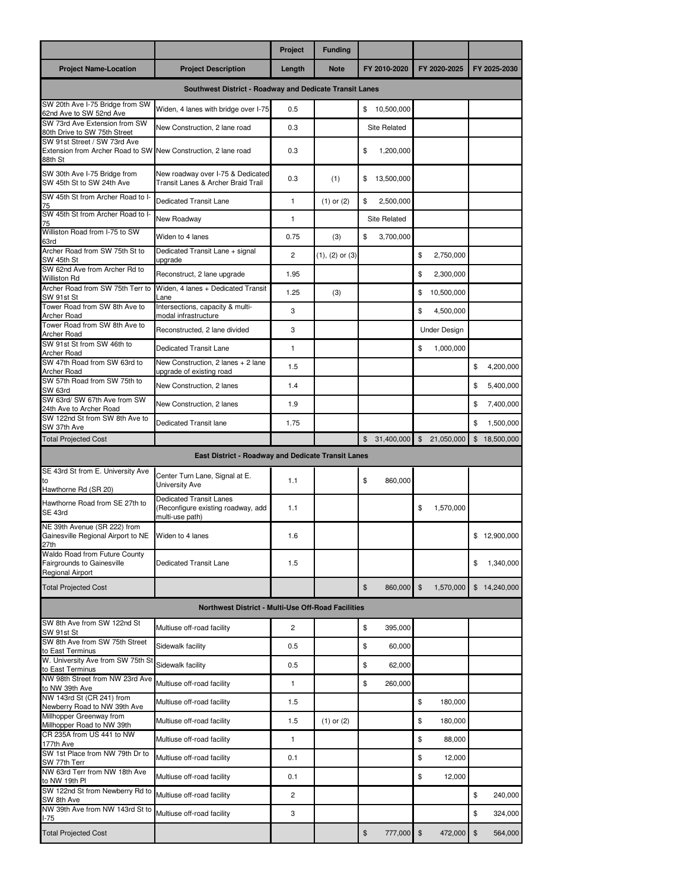| | | Project | Funding | | | |
|---|---|---|---|---|---|---|
| Project Name-Location | Project Description | Length | Note | FY 2010-2020 | FY 2020-2025 | FY 2025-2030 |
| **Southwest District - Roadway and Dedicate Transit Lanes** | | | | | | |
| SW 20th Ave I-75 Bridge from SW 62nd Ave to SW 52nd Ave | Widen, 4 lanes with bridge over I-75 | 0.5 | | $ 10,500,000 | | |
| SW 73rd Ave Extension from SW 80th Drive to SW 75th Street | New Construction, 2 lane road | 0.3 | | Site Related | | |
| SW 91st Street / SW 73rd Ave Extension from Archer Road to SW 88th St | New Construction, 2 lane road | 0.3 | | $ 1,200,000 | | |
| SW 30th Ave I-75 Bridge from SW 45th St to SW 24th Ave | New roadway over I-75 & Dedicated Transit Lanes & Archer Braid Trail | 0.3 | (1) | $ 13,500,000 | | |
| SW 45th St from Archer Road to I-75 | Dedicated Transit Lane | 1 | (1) or (2) | $ 2,500,000 | | |
| SW 45th St from Archer Road to I-75 | New Roadway | 1 | | Site Related | | |
| Williston Road from I-75 to SW 63rd | Widen to 4 lanes | 0.75 | (3) | $ 3,700,000 | | |
| Archer Road from SW 75th St to SW 45th St | Dedicated Transit Lane + signal upgrade | 2 | (1), (2) or (3) | | $ 2,750,000 | |
| SW 62nd Ave from Archer Rd to Williston Rd | Reconstruct, 2 lane upgrade | 1.95 | | | $ 2,300,000 | |
| Archer Road from SW 75th Terr to SW 91st St | Widen, 4 lanes + Dedicated Transit Lane | 1.25 | (3) | | $ 10,500,000 | |
| Tower Road from SW 8th Ave to Archer Road | Intersections, capacity & multi-modal infrastructure | 3 | | | $ 4,500,000 | |
| Tower Road from SW 8th Ave to Archer Road | Reconstructed, 2 lane divided | 3 | | | Under Design | |
| SW 91st St from SW 46th to Archer Road | Dedicated Transit Lane | 1 | | | $ 1,000,000 | |
| SW 47th Road from SW 63rd to Archer Road | New Construction, 2 lanes + 2 lane upgrade of existing road | 1.5 | | | | $ 4,200,000 |
| SW 57th Road from SW 75th to SW 63rd | New Construction, 2 lanes | 1.4 | | | | $ 5,400,000 |
| SW 63rd/ SW 67th Ave from SW 24th Ave to Archer Road | New Construction, 2 lanes | 1.9 | | | | $ 7,400,000 |
| SW 122nd St from SW 8th Ave to SW 37th Ave | Dedicated Transit lane | 1.75 | | | | $ 1,500,000 |
| Total Projected Cost | | | | $ 31,400,000 | $ 21,050,000 | $ 18,500,000 |
| **East District - Roadway and Dedicate Transit Lanes** | | | | | | |
| SE 43rd St from E. University Ave to Hawthorne Rd (SR 20) | Center Turn Lane, Signal at E. University Ave | 1.1 | | $ 860,000 | | |
| Hawthorne Road from SE 27th to SE 43rd | Dedicated Transit Lanes (Reconfigure existing roadway, add multi-use path) | 1.1 | | | $ 1,570,000 | |
| NE 39th Avenue (SR 222) from Gainesville Regional Airport to NE 27th | Widen to 4 lanes | 1.6 | | | | $ 12,900,000 |
| Waldo Road from Future County Fairgrounds to Gainesville Regional Airport | Dedicated Transit Lane | 1.5 | | | | $ 1,340,000 |
| Total Projected Cost | | | | $ 860,000 | $ 1,570,000 | $ 14,240,000 |
| **Northwest District - Multi-Use Off-Road Facilities** | | | | | | |
| SW 8th Ave from SW 122nd St SW 91st St | Multiuse off-road facility | 2 | | $ 395,000 | | |
| SW 8th Ave from SW 75th Street to East Terminus | Sidewalk facility | 0.5 | | $ 60,000 | | |
| W. University Ave from SW 75th St to East Terminus | Sidewalk facility | 0.5 | | $ 62,000 | | |
| NW 98th Street from NW 23rd Ave to NW 39th Ave | Multiuse off-road facility | 1 | | $ 260,000 | | |
| NW 143rd St (CR 241) from Newberry Road to NW 39th Ave | Multiuse off-road facility | 1.5 | | | $ 180,000 | |
| Millhopper Greenway from Millhopper Road to NW 39th | Multiuse off-road facility | 1.5 | (1) or (2) | | $ 180,000 | |
| CR 235A from US 441 to NW 177th Ave | Multiuse off-road facility | 1 | | | $ 88,000 | |
| SW 1st Place from NW 79th Dr to SW 77th Terr | Multiuse off-road facility | 0.1 | | | $ 12,000 | |
| NW 63rd Terr from NW 18th Ave to NW 19th Pl | Multiuse off-road facility | 0.1 | | | $ 12,000 | |
| SW 122nd St from Newberry Rd to SW 8th Ave | Multiuse off-road facility | 2 | | | | $ 240,000 |
| NW 39th Ave from NW 143rd St to I-75 | Multiuse off-road facility | 3 | | | | $ 324,000 |
| Total Projected Cost | | | | $ 777,000 | $ 472,000 | $ 564,000 |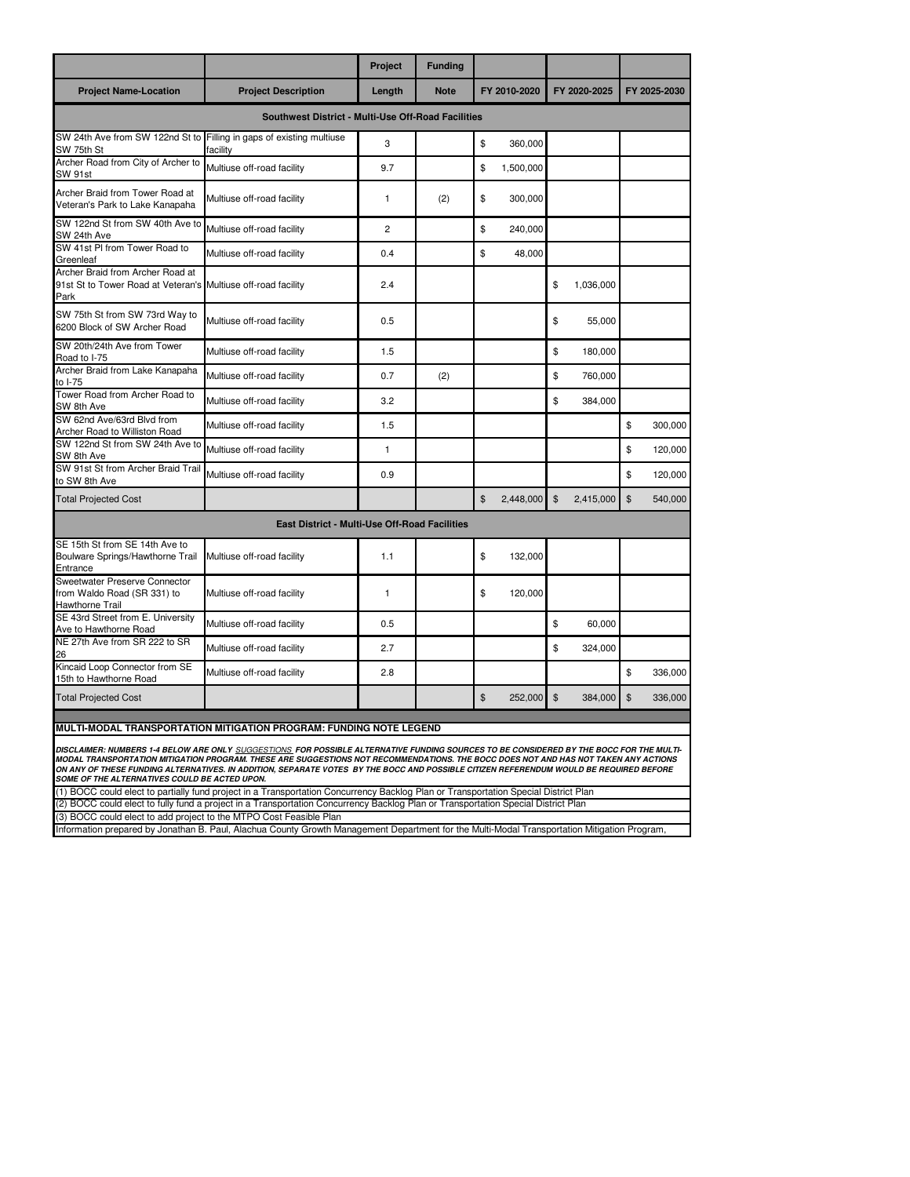| Project Name-Location | Project Description | Project Length | Funding Note | FY 2010-2020 | FY 2020-2025 | FY 2025-2030 |
|---|---|---|---|---|---|---|
| **Southwest District - Multi-Use Off-Road Facilities** | | | | | | |
| SW 24th Ave from SW 122nd St to SW 75th St | Filling in gaps of existing multiuse facility | 3 | | $ 360,000 | | |
| Archer Road from City of Archer to SW 91st | Multiuse off-road facility | 9.7 | | $ 1,500,000 | | |
| Archer Braid from Tower Road at Veteran's Park to Lake Kanapaha | Multiuse off-road facility | 1 | (2) | $ 300,000 | | |
| SW 122nd St from SW 40th Ave to SW 24th Ave | Multiuse off-road facility | 2 | | $ 240,000 | | |
| SW 41st Pl from Tower Road to Greenleaf | Multiuse off-road facility | 0.4 | | $ 48,000 | | |
| Archer Braid from Archer Road at 91st St to Tower Road at Veteran's Park | Multiuse off-road facility | 2.4 | | | $ 1,036,000 | |
| SW 75th St from SW 73rd Way to 6200 Block of SW Archer Road | Multiuse off-road facility | 0.5 | | | $ 55,000 | |
| SW 20th/24th Ave from Tower Road to I-75 | Multiuse off-road facility | 1.5 | | | $ 180,000 | |
| Archer Braid from Lake Kanapaha to I-75 | Multiuse off-road facility | 0.7 | (2) | | $ 760,000 | |
| Tower Road from Archer Road to SW 8th Ave | Multiuse off-road facility | 3.2 | | | $ 384,000 | |
| SW 62nd Ave/63rd Blvd from Archer Road to Williston Road | Multiuse off-road facility | 1.5 | | | | $ 300,000 |
| SW 122nd St from SW 24th Ave to SW 8th Ave | Multiuse off-road facility | 1 | | | | $ 120,000 |
| SW 91st St from Archer Braid Trail to SW 8th Ave | Multiuse off-road facility | 0.9 | | | | $ 120,000 |
| Total Projected Cost | | | | $ 2,448,000 | $ 2,415,000 | $ 540,000 |
| **East District - Multi-Use Off-Road Facilities** | | | | | | |
| SE 15th St from SE 14th Ave to Boulware Springs/Hawthorne Trail Entrance | Multiuse off-road facility | 1.1 | | $ 132,000 | | |
| Sweetwater Preserve Connector from Waldo Road (SR 331) to Hawthorne Trail | Multiuse off-road facility | 1 | | $ 120,000 | | |
| SE 43rd Street from E. University Ave to Hawthorne Road | Multiuse off-road facility | 0.5 | | | $ 60,000 | |
| NE 27th Ave from SR 222 to SR 26 | Multiuse off-road facility | 2.7 | | | $ 324,000 | |
| Kincaid Loop Connector from SE 15th to Hawthorne Road | Multiuse off-road facility | 2.8 | | | | $ 336,000 |
| Total Projected Cost | | | | $ 252,000 | $ 384,000 | $ 336,000 |

**MULTI-MODAL TRANSPORTATION MITIGATION PROGRAM: FUNDING NOTE LEGEND**

***DISCLAIMER: NUMBERS 1-4 BELOW ARE ONLY SUGGESTIONS FOR POSSIBLE ALTERNATIVE FUNDING SOURCES TO BE CONSIDERED BY THE BOCC FOR THE MULTI-MODAL TRANSPORTATION MITIGATION PROGRAM. THESE ARE SUGGESTIONS NOT RECOMMENDATIONS. THE BOCC DOES NOT AND HAS NOT TAKEN ANY ACTIONS ON ANY OF THESE FUNDING ALTERNATIVES. IN ADDITION, SEPARATE VOTES BY THE BOCC AND POSSIBLE CITIZEN REFERENDUM WOULD BE REQUIRED BEFORE SOME OF THE ALTERNATIVES COULD BE ACTED UPON.***

(1) BOCC could elect to partially fund project in a Transportation Concurrency Backlog Plan or Transportation Special District Plan

(2) BOCC could elect to fully fund a project in a Transportation Concurrency Backlog Plan or Transportation Special District Plan

(3) BOCC could elect to add project to the MTPO Cost Feasible Plan

Information prepared by Jonathan B. Paul, Alachua County Growth Management Department for the Multi-Modal Transportation Mitigation Program,